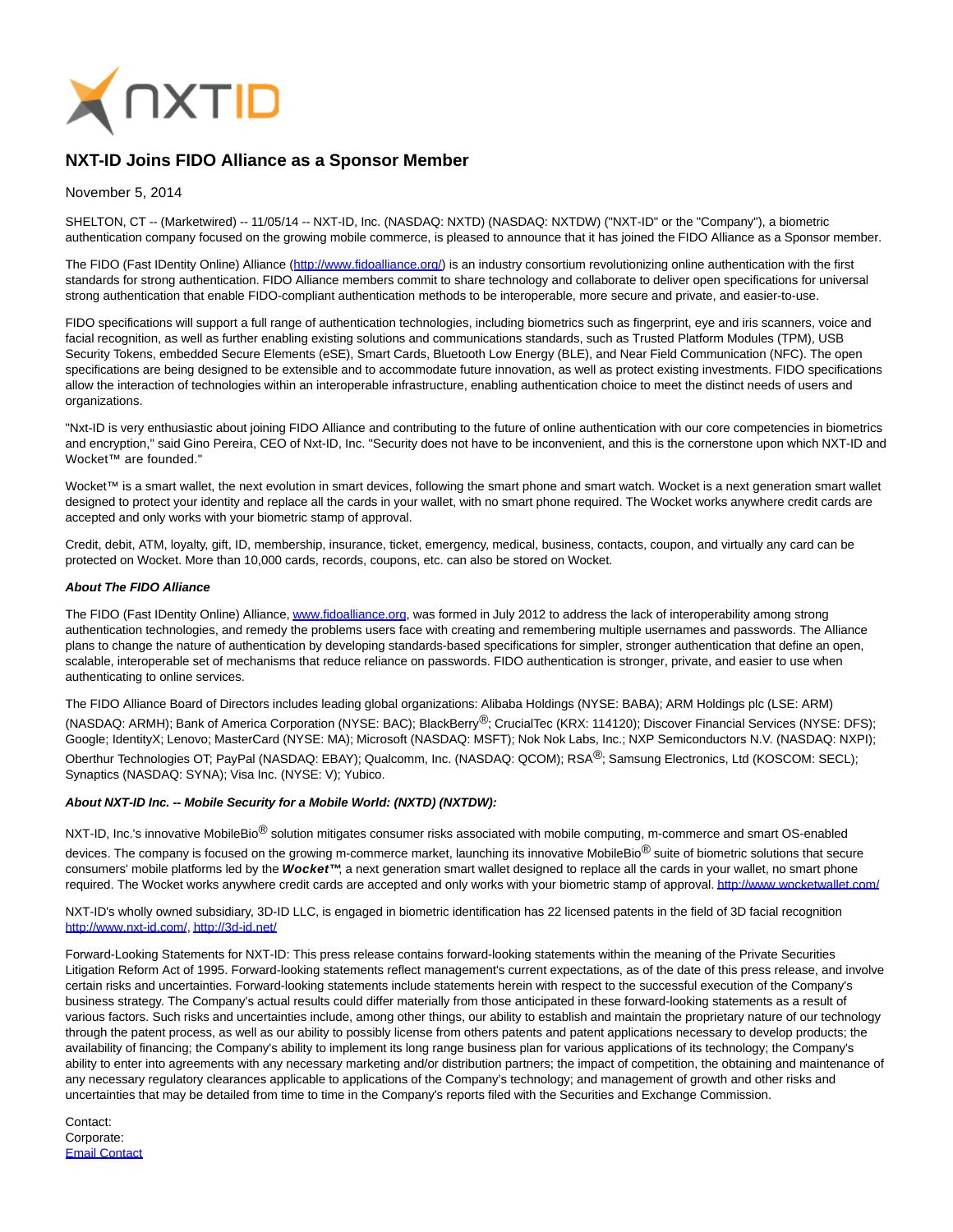# NXT-Join FIDO Alliance as a Sponsor Member

November 5, 2014

SHELTON, CT -- (Marketwired) -- 11/05/14 -- NXT-ID, Inc. (NASDAQ: NXTD) (NASDAQ: NXTDW) ("NXT-ID" or the "Company"), a biometric authentication company focused on the growing mobile commerce, is pleased to announce that it has joined the FIDO Alliance as a Sponsor member.

The FIDO (Fast IDentity Online) Alliance (http://www.fidoalliance.org/) is an industry consortium revolutionizing online authentication with the first standards for strong authentication. FIDO Alliance members commit to share technology and collaborate to deliver open specifications for universal strong authentication that enable FIDO-compliant authentication methods to be interoperable, more secure and private, and easier-to-use.

FIDO specifications will support a full range of authentication technologies, including biometrics such as fingerprint, eye and iris scanners, voice and facial recognition, as well as further enabling existing solutions and communications standards, such as Trusted Platform Modules (TPM), USB Security Tokens, embedded Secure Elements (eSE), Smart Cards, Bluetooth Low Energy (BLE), and Near Field Communication (NFC). The open specifications are being designed to be extensible and to accommodate future innovation, as well as protect existing investments. FIDO specifications allow the interaction of technologies within an interoperable infrastructure, enabling authentication choice to meet the distinct needs of users and organizations.

"Nxt-ID is very enthusiastic about joining FIDO Alliance and contributing to the future of online authentication with our core competencies in biometrics and encryption," said Gino Pereira, CEO of Nxt-ID, Inc. "Security does not have to be inconvenient, and this is the cornerstone upon which NXT-ID and Wocket™ are founded."

Wocket™ is a smart wallet, the next evolution in smart devices, following the smart phone and smart watch. Wocket is a next generation smart wallet designed to protect your identity and replace all the cards in your wallet, with no smart phone required. The Wocket works anywhere credit cards are accepted and only works with your biometric stamp of approval.

Credit, debit, ATM, loyalty, gift, ID, membership, insurance, ticket, emergency, medical, business, contacts, coupon, and virtually any card can be protected on Wocket. More than 10,000 cards, records, coupons, etc. can also be stored on Wocket.

***About The FIDO Alliance***

The FIDO (Fast IDentity Online) Alliance, www.fidoalliance.org, was formed in July 2012 to address the lack of interoperability among strong authentication technologies, and remedy the problems users face with creating and remembering multiple usernames and passwords. The Alliance plans to change the nature of authentication by developing standards-based specifications for simpler, stronger authentication that define an open, scalable, interoperable set of mechanisms that reduce reliance on passwords. FIDO authentication is stronger, private, and easier to use when authenticating to online services.

The FIDO Alliance Board of Directors includes leading global organizations: Alibaba Holdings (NYSE: BABA); ARM Holdings plc (LSE: ARM) (NASDAQ: ARMH); Bank of America Corporation (NYSE: BAC); BlackBerry®; CrucialTec (KRX: 114120); Discover Financial Services (NYSE: DFS); Google; IdentityX; Lenovo; MasterCard (NYSE: MA); Microsoft (NASDAQ: MSFT); Nok Nok Labs, Inc.; NXP Semiconductors N.V. (NASDAQ: NXPI); Oberthur Technologies OT; PayPal (NASDAQ: EBAY); Qualcomm, Inc. (NASDAQ: QCOM); RSA®; Samsung Electronics, Ltd (KOSCOM: SECL); Synaptics (NASDAQ: SYNA); Visa Inc. (NYSE: V); Yubico.

***About NXT-ID Inc. -- Mobile Security for a Mobile World: (NXTD) (NXTDW):***

NXT-ID, Inc.'s innovative MobileBio® solution mitigates consumer risks associated with mobile computing, m-commerce and smart OS-enabled devices. The company is focused on the growing m-commerce market, launching its innovative MobileBio® suite of biometric solutions that secure consumers' mobile platforms led by the ***Wocket™***; a next generation smart wallet designed to replace all the cards in your wallet, no smart phone required. The Wocket works anywhere credit cards are accepted and only works with your biometric stamp of approval. http://www.wocketwallet.com/

NXT-ID's wholly owned subsidiary, 3D-ID LLC, is engaged in biometric identification has 22 licensed patents in the field of 3D facial recognition http://www.nxt-id.com/, http://3d-id.net/

Forward-Looking Statements for NXT-ID: This press release contains forward-looking statements within the meaning of the Private Securities Litigation Reform Act of 1995. Forward-looking statements reflect management's current expectations, as of the date of this press release, and involve certain risks and uncertainties. Forward-looking statements include statements herein with respect to the successful execution of the Company's business strategy. The Company's actual results could differ materially from those anticipated in these forward-looking statements as a result of various factors. Such risks and uncertainties include, among other things, our ability to establish and maintain the proprietary nature of our technology through the patent process, as well as our ability to possibly license from others patents and patent applications necessary to develop products; the availability of financing; the Company's ability to implement its long range business plan for various applications of its technology; the Company's ability to enter into agreements with any necessary marketing and/or distribution partners; the impact of competition, the obtaining and maintenance of any necessary regulatory clearances applicable to applications of the Company's technology; and management of growth and other risks and uncertainties that may be detailed from time to time in the Company's reports filed with the Securities and Exchange Commission.

Contact:
Corporate:
Email Contact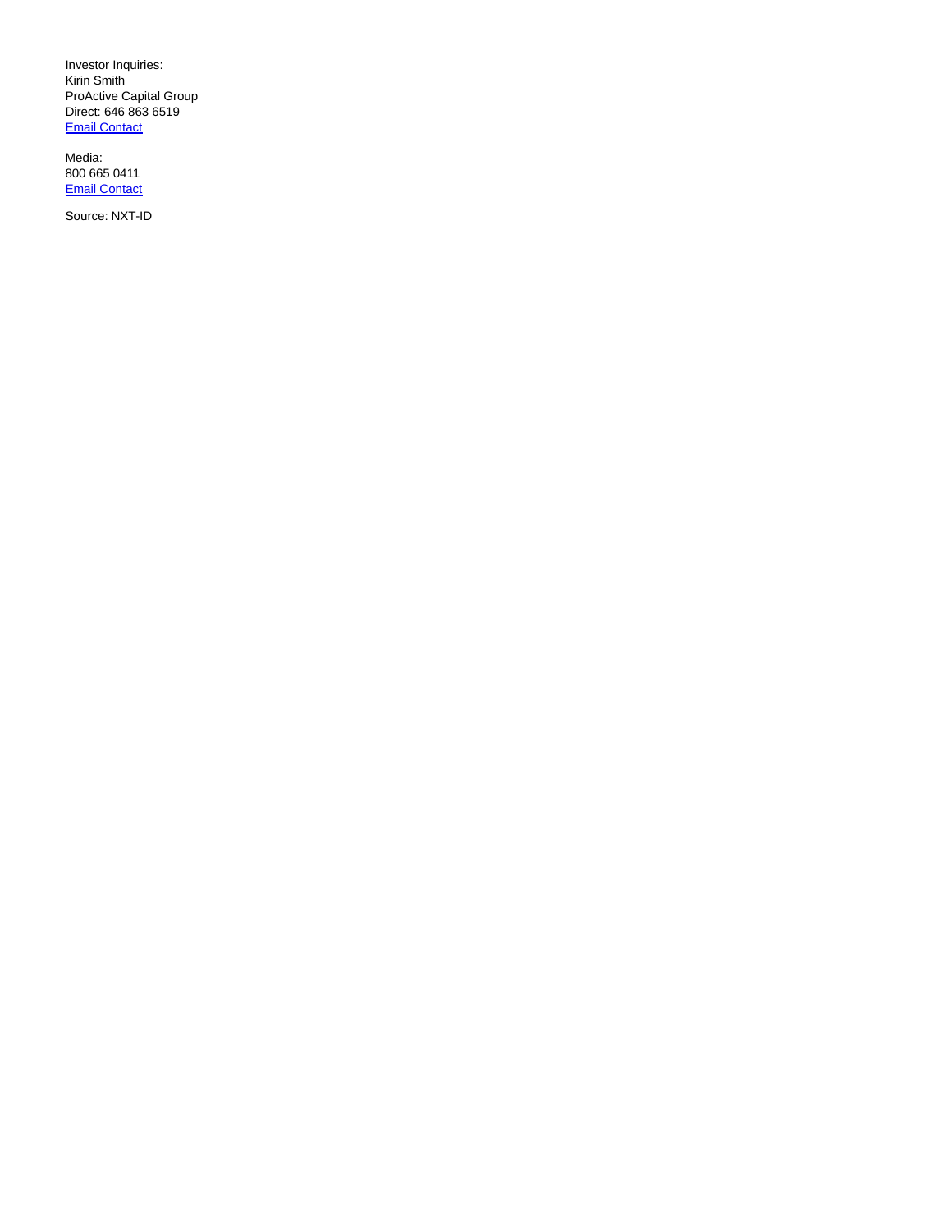Investor Inquiries:
Kirin Smith
ProActive Capital Group
Direct: 646 863 6519
Email Contact

Media:
800 665 0411
Email Contact

Source: NXT-ID